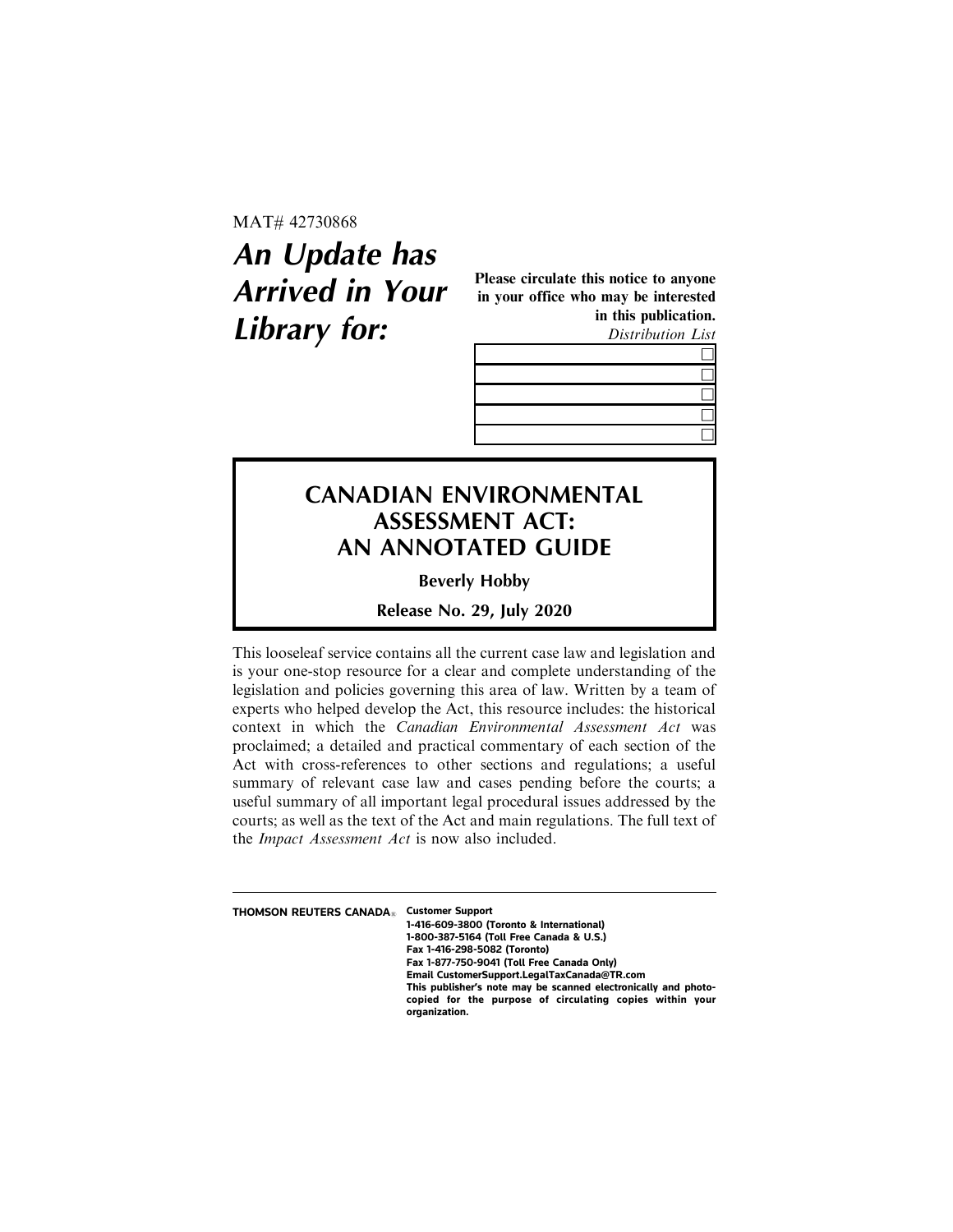MAT# 42730868

# *An Update has Arrived in Your Library for:*

**Please circulate this notice to anyone in your office who may be interested in this publication.**

*Distribution List*

| | |
|---|---|
| | ☐ |
| | ☐ |
| | ☐ |
| | ☐ |
| | ☐ |

## CANADIAN ENVIRONMENTAL ASSESSMENT ACT: AN ANNOTATED GUIDE

**Beverly Hobby**

**Release No. 29, July 2020**

This looseleaf service contains all the current case law and legislation and is your one-stop resource for a clear and complete understanding of the legislation and policies governing this area of law. Written by a team of experts who helped develop the Act, this resource includes: the historical context in which the *Canadian Environmental Assessment Act* was proclaimed; a detailed and practical commentary of each section of the Act with cross-references to other sections and regulations; a useful summary of relevant case law and cases pending before the courts; a useful summary of all important legal procedural issues addressed by the courts; as well as the text of the Act and main regulations. The full text of the *Impact Assessment Act* is now also included.

---

**THOMSON REUTERS CANADA®**

**Customer Support**
**1-416-609-3800 (Toronto & International)**
**1-800-387-5164 (Toll Free Canada & U.S.)**
**Fax 1-416-298-5082 (Toronto)**
**Fax 1-877-750-9041 (Toll Free Canada Only)**
**Email CustomerSupport.LegalTaxCanada@TR.com**
**This publisher's note may be scanned electronically and photocopied for the purpose of circulating copies within your organization.**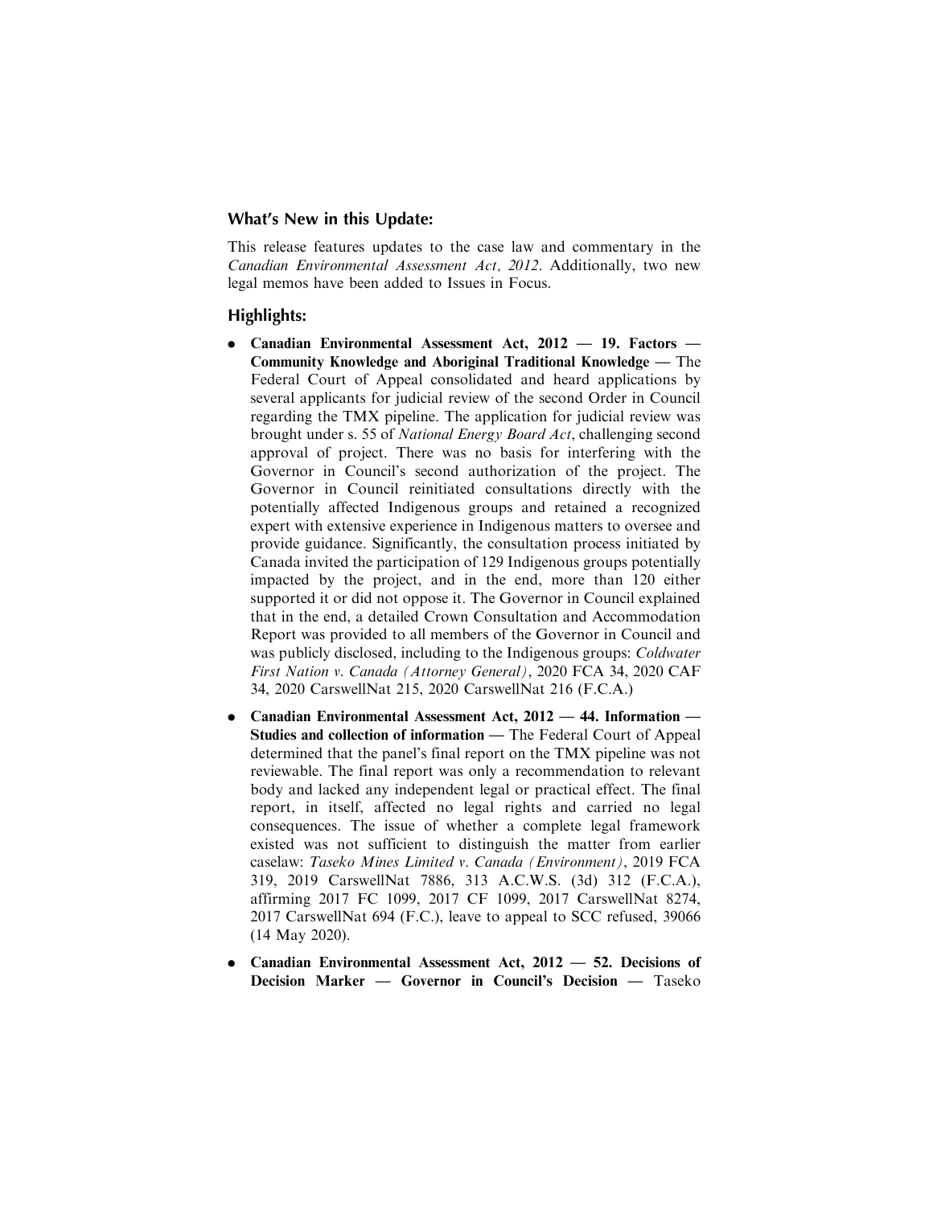## What's New in this Update:

This release features updates to the case law and commentary in the *Canadian Environmental Assessment Act, 2012*. Additionally, two new legal memos have been added to Issues in Focus.

## Highlights:

- **Canadian Environmental Assessment Act, 2012 — 19. Factors — Community Knowledge and Aboriginal Traditional Knowledge —** The Federal Court of Appeal consolidated and heard applications by several applicants for judicial review of the second Order in Council regarding the TMX pipeline. The application for judicial review was brought under s. 55 of *National Energy Board Act*, challenging second approval of project. There was no basis for interfering with the Governor in Council's second authorization of the project. The Governor in Council reinitiated consultations directly with the potentially affected Indigenous groups and retained a recognized expert with extensive experience in Indigenous matters to oversee and provide guidance. Significantly, the consultation process initiated by Canada invited the participation of 129 Indigenous groups potentially impacted by the project, and in the end, more than 120 either supported it or did not oppose it. The Governor in Council explained that in the end, a detailed Crown Consultation and Accommodation Report was provided to all members of the Governor in Council and was publicly disclosed, including to the Indigenous groups: *Coldwater First Nation v. Canada (Attorney General)*, 2020 FCA 34, 2020 CAF 34, 2020 CarswellNat 215, 2020 CarswellNat 216 (F.C.A.)
- **Canadian Environmental Assessment Act, 2012 — 44. Information — Studies and collection of information —** The Federal Court of Appeal determined that the panel's final report on the TMX pipeline was not reviewable. The final report was only a recommendation to relevant body and lacked any independent legal or practical effect. The final report, in itself, affected no legal rights and carried no legal consequences. The issue of whether a complete legal framework existed was not sufficient to distinguish the matter from earlier caselaw: *Taseko Mines Limited v. Canada (Environment)*, 2019 FCA 319, 2019 CarswellNat 7886, 313 A.C.W.S. (3d) 312 (F.C.A.), affirming 2017 FC 1099, 2017 CF 1099, 2017 CarswellNat 8274, 2017 CarswellNat 694 (F.C.), leave to appeal to SCC refused, 39066 (14 May 2020).
- **Canadian Environmental Assessment Act, 2012 — 52. Decisions of Decision Marker — Governor in Council's Decision —** Taseko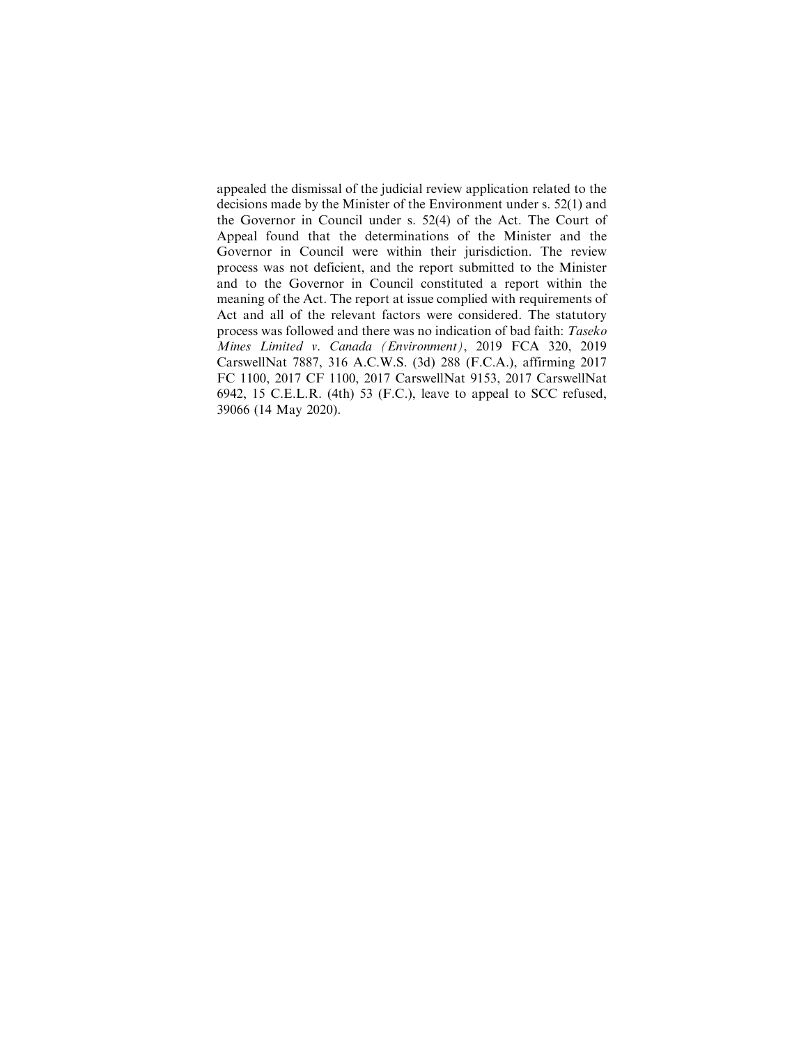appealed the dismissal of the judicial review application related to the decisions made by the Minister of the Environment under s. 52(1) and the Governor in Council under s. 52(4) of the Act. The Court of Appeal found that the determinations of the Minister and the Governor in Council were within their jurisdiction. The review process was not deficient, and the report submitted to the Minister and to the Governor in Council constituted a report within the meaning of the Act. The report at issue complied with requirements of Act and all of the relevant factors were considered. The statutory process was followed and there was no indication of bad faith: *Taseko Mines Limited v. Canada (Environment)*, 2019 FCA 320, 2019 CarswellNat 7887, 316 A.C.W.S. (3d) 288 (F.C.A.), affirming 2017 FC 1100, 2017 CF 1100, 2017 CarswellNat 9153, 2017 CarswellNat 6942, 15 C.E.L.R. (4th) 53 (F.C.), leave to appeal to SCC refused, 39066 (14 May 2020).